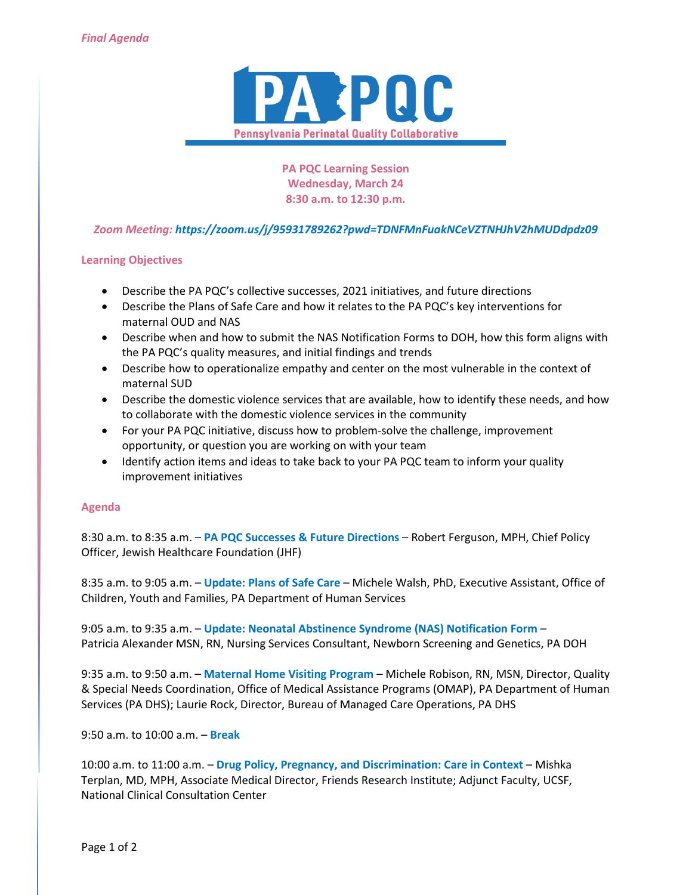*Final Agenda*

# PA PQC

**Pennsylvania Perinatal Quality Collaborative**

**PA PQC Learning Session**
**Wednesday, March 24**
**8:30 a.m. to 12:30 p.m.**

***Zoom Meeting: https://zoom.us/j/95931789262?pwd=TDNFMnFuakNCeVZTNHJhV2hMUDdpdz09***

## Learning Objectives

- Describe the PA PQC's collective successes, 2021 initiatives, and future directions
- Describe the Plans of Safe Care and how it relates to the PA PQC's key interventions for maternal OUD and NAS
- Describe when and how to submit the NAS Notification Forms to DOH, how this form aligns with the PA PQC's quality measures, and initial findings and trends
- Describe how to operationalize empathy and center on the most vulnerable in the context of maternal SUD
- Describe the domestic violence services that are available, how to identify these needs, and how to collaborate with the domestic violence services in the community
- For your PA PQC initiative, discuss how to problem-solve the challenge, improvement opportunity, or question you are working on with your team
- Identify action items and ideas to take back to your PA PQC team to inform your quality improvement initiatives

## Agenda

8:30 a.m. to 8:35 a.m. – **PA PQC Successes & Future Directions** – Robert Ferguson, MPH, Chief Policy Officer, Jewish Healthcare Foundation (JHF)

8:35 a.m. to 9:05 a.m. – **Update: Plans of Safe Care** – Michele Walsh, PhD, Executive Assistant, Office of Children, Youth and Families, PA Department of Human Services

9:05 a.m. to 9:35 a.m. – **Update: Neonatal Abstinence Syndrome (NAS) Notification Form** – Patricia Alexander MSN, RN, Nursing Services Consultant, Newborn Screening and Genetics, PA DOH

9:35 a.m. to 9:50 a.m. – **Maternal Home Visiting Program** – Michele Robison, RN, MSN, Director, Quality & Special Needs Coordination, Office of Medical Assistance Programs (OMAP), PA Department of Human Services (PA DHS); Laurie Rock, Director, Bureau of Managed Care Operations, PA DHS

9:50 a.m. to 10:00 a.m. – **Break**

10:00 a.m. to 11:00 a.m. – **Drug Policy, Pregnancy, and Discrimination: Care in Context** – Mishka Terplan, MD, MPH, Associate Medical Director, Friends Research Institute; Adjunct Faculty, UCSF, National Clinical Consultation Center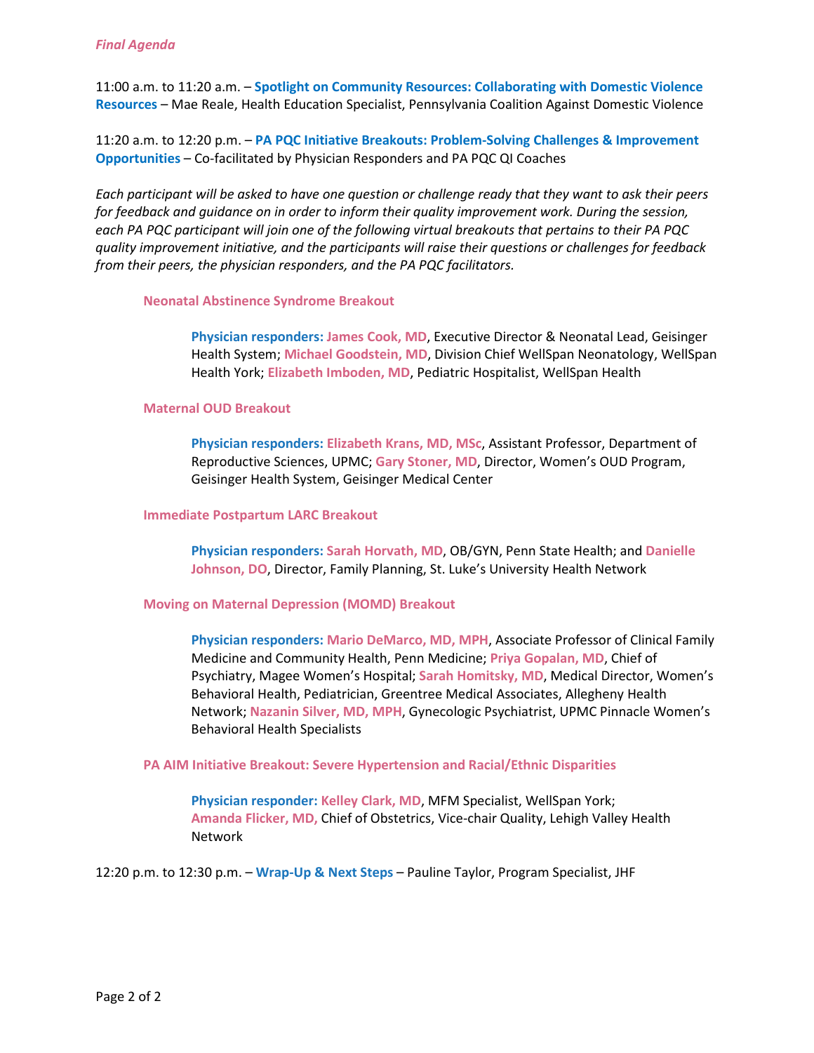*Final Agenda*

11:00 a.m. to 11:20 a.m. – **Spotlight on Community Resources: Collaborating with Domestic Violence Resources** – Mae Reale, Health Education Specialist, Pennsylvania Coalition Against Domestic Violence

11:20 a.m. to 12:20 p.m. – **PA PQC Initiative Breakouts: Problem-Solving Challenges & Improvement Opportunities** – Co-facilitated by Physician Responders and PA PQC QI Coaches

*Each participant will be asked to have one question or challenge ready that they want to ask their peers for feedback and guidance on in order to inform their quality improvement work. During the session, each PA PQC participant will join one of the following virtual breakouts that pertains to their PA PQC quality improvement initiative, and the participants will raise their questions or challenges for feedback from their peers, the physician responders, and the PA PQC facilitators.*

**Neonatal Abstinence Syndrome Breakout**

> **Physician responders:** **James Cook, MD**, Executive Director & Neonatal Lead, Geisinger Health System; **Michael Goodstein, MD**, Division Chief WellSpan Neonatology, WellSpan Health York; **Elizabeth Imboden, MD**, Pediatric Hospitalist, WellSpan Health

**Maternal OUD Breakout**

> **Physician responders:** **Elizabeth Krans, MD, MSc**, Assistant Professor, Department of Reproductive Sciences, UPMC; **Gary Stoner, MD**, Director, Women's OUD Program, Geisinger Health System, Geisinger Medical Center

**Immediate Postpartum LARC Breakout**

> **Physician responders:** **Sarah Horvath, MD**, OB/GYN, Penn State Health; and **Danielle Johnson, DO**, Director, Family Planning, St. Luke's University Health Network

**Moving on Maternal Depression (MOMD) Breakout**

> **Physician responders:** **Mario DeMarco, MD, MPH**, Associate Professor of Clinical Family Medicine and Community Health, Penn Medicine; **Priya Gopalan, MD**, Chief of Psychiatry, Magee Women's Hospital; **Sarah Homitsky, MD**, Medical Director, Women's Behavioral Health, Pediatrician, Greentree Medical Associates, Allegheny Health Network; **Nazanin Silver, MD, MPH**, Gynecologic Psychiatrist, UPMC Pinnacle Women's Behavioral Health Specialists

**PA AIM Initiative Breakout: Severe Hypertension and Racial/Ethnic Disparities**

> **Physician responder:** **Kelley Clark, MD**, MFM Specialist, WellSpan York; **Amanda Flicker, MD,** Chief of Obstetrics, Vice-chair Quality, Lehigh Valley Health Network

12:20 p.m. to 12:30 p.m. – **Wrap-Up & Next Steps** – Pauline Taylor, Program Specialist, JHF